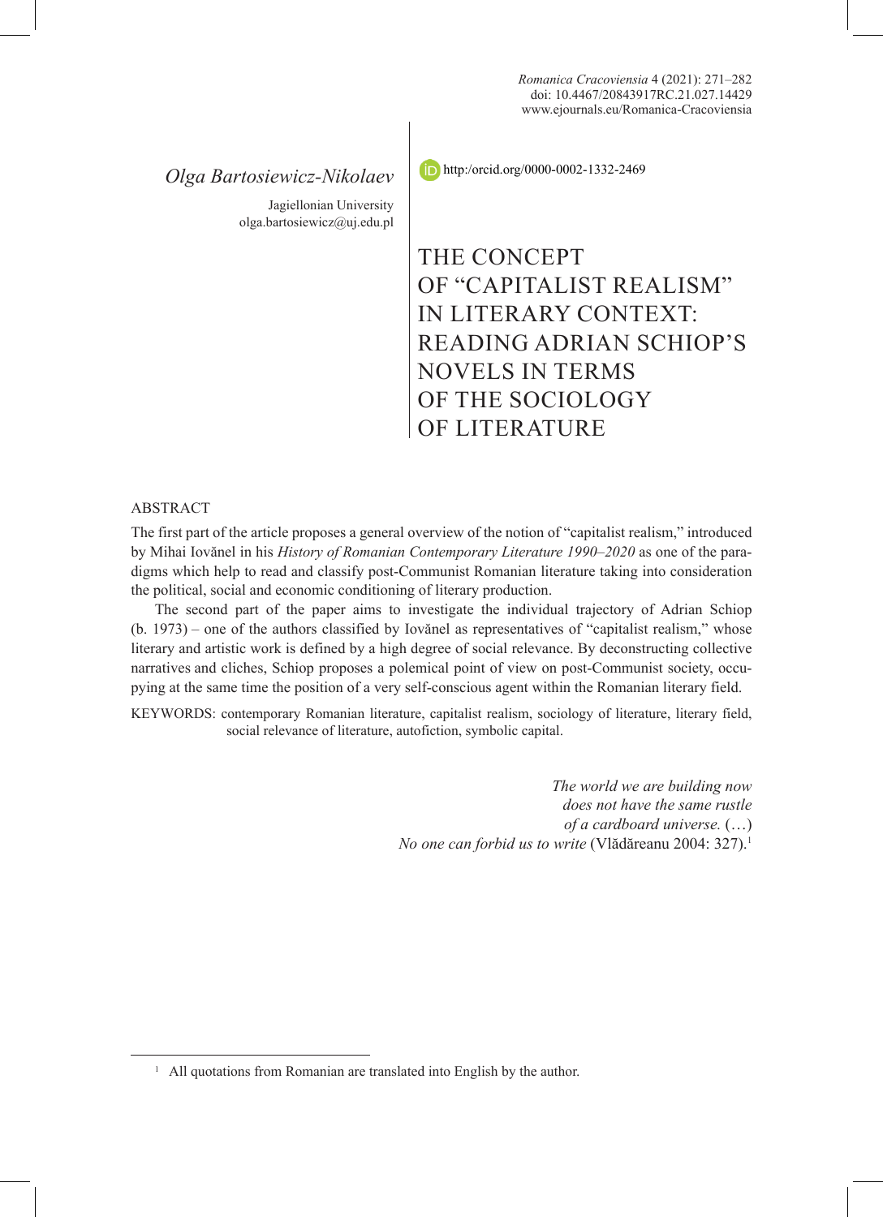Olga Bartosiewicz-Nikolaev

Jagiellonian University
olga.bartosiewicz@uj.edu.pl

http:/orcid.org/0000-0002-1332-2469

# THE CONCEPT OF "CAPITALIST REALISM" IN LITERARY CONTEXT: READING ADRIAN SCHIOP'S NOVELS IN TERMS OF THE SOCIOLOGY OF LITERATURE

## ABSTRACT

The first part of the article proposes a general overview of the notion of "capitalist realism," introduced by Mihai Iovănel in his *History of Romanian Contemporary Literature 1990–2020* as one of the paradigms which help to read and classify post-Communist Romanian literature taking into consideration the political, social and economic conditioning of literary production.

The second part of the paper aims to investigate the individual trajectory of Adrian Schiop (b. 1973) – one of the authors classified by Iovănel as representatives of "capitalist realism," whose literary and artistic work is defined by a high degree of social relevance. By deconstructing collective narratives and cliches, Schiop proposes a polemical point of view on post-Communist society, occupying at the same time the position of a very self-conscious agent within the Romanian literary field.

KEYWORDS: contemporary Romanian literature, capitalist realism, sociology of literature, literary field, social relevance of literature, autofiction, symbolic capital.

> *The world we are building now*
> *does not have the same rustle*
> *of a cardboard universe.* (…)
> *No one can forbid us to write* (Vlădăreanu 2004: 327).[1]

---

[1] All quotations from Romanian are translated into English by the author.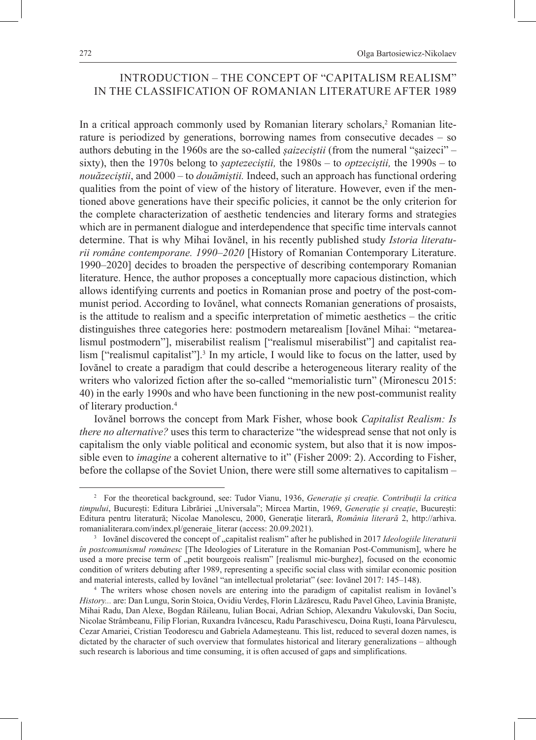## INTRODUCTION – THE CONCEPT OF "CAPITALISM REALISM" IN THE CLASSIFICATION OF ROMANIAN LITERATURE AFTER 1989

In a critical approach commonly used by Romanian literary scholars,[2] Romanian literature is periodized by generations, borrowing names from consecutive decades – so authors debuting in the 1960s are the so-called *șaizeciștii* (from the numeral "șaizeci" – sixty), then the 1970s belong to *șaptezeciștii,* the 1980s – to *optzeciștii,* the 1990s – to *nouăzeciștii*, and 2000 – to *douămiștii.* Indeed, such an approach has functional ordering qualities from the point of view of the history of literature. However, even if the mentioned above generations have their specific policies, it cannot be the only criterion for the complete characterization of aesthetic tendencies and literary forms and strategies which are in permanent dialogue and interdependence that specific time intervals cannot determine. That is why Mihai Iovănel, in his recently published study *Istoria literaturii române contemporane. 1990–2020* [History of Romanian Contemporary Literature. 1990–2020] decides to broaden the perspective of describing contemporary Romanian literature. Hence, the author proposes a conceptually more capacious distinction, which allows identifying currents and poetics in Romanian prose and poetry of the post-communist period. According to Iovănel, what connects Romanian generations of prosaists, is the attitude to realism and a specific interpretation of mimetic aesthetics – the critic distinguishes three categories here: postmodern metarealism [Iovănel Mihai: "metarealismul postmodern"], miserabilist realism ["realismul miserabilist"] and capitalist realism ["realismul capitalist"].[3] In my article, I would like to focus on the latter, used by Iovănel to create a paradigm that could describe a heterogeneous literary reality of the writers who valorized fiction after the so-called "memorialistic turn" (Mironescu 2015: 40) in the early 1990s and who have been functioning in the new post-communist reality of literary production.[4]

Iovănel borrows the concept from Mark Fisher, whose book *Capitalist Realism: Is there no alternative?* uses this term to characterize "the widespread sense that not only is capitalism the only viable political and economic system, but also that it is now impossible even to *imagine* a coherent alternative to it" (Fisher 2009: 2). According to Fisher, before the collapse of the Soviet Union, there were still some alternatives to capitalism –

---

[2] For the theoretical background, see: Tudor Vianu, 1936, *Generație și creație. Contribuții la critica timpului*, București: Editura Librăriei „Universala"; Mircea Martin, 1969, *Generație și creație*, București: Editura pentru literatură; Nicolae Manolescu, 2000, Generație literară, *România literară* 2, http://arhiva.romanialiterara.com/index.pl/generaie_literar (access: 20.09.2021).

[3] Iovănel discovered the concept of „capitalist realism" after he published in 2017 *Ideologiile literaturii în postcomunismul românesc* [The Ideologies of Literature in the Romanian Post-Communism], where he used a more precise term of „petit bourgeois realism" [realismul mic-burghez], focused on the economic condition of writers debuting after 1989, representing a specific social class with similar economic position and material interests, called by Iovănel "an intellectual proletariat" (see: Iovănel 2017: 145–148).

[4] The writers whose chosen novels are entering into the paradigm of capitalist realism in Iovănel's *History...* are: Dan Lungu, Sorin Stoica, Ovidiu Verdeș, Florin Lăzărescu, Radu Pavel Gheo, Lavinia Braniște, Mihai Radu, Dan Alexe, Bogdan Răileanu, Iulian Bocai, Adrian Schiop, Alexandru Vakulovski, Dan Sociu, Nicolae Strâmbeanu, Filip Florian, Ruxandra Ivăncescu, Radu Paraschivescu, Doina Ruști, Ioana Pârvulescu, Cezar Amariei, Cristian Teodorescu and Gabriela Adameșteanu. This list, reduced to several dozen names, is dictated by the character of such overview that formulates historical and literary generalizations – although such research is laborious and time consuming, it is often accused of gaps and simplifications.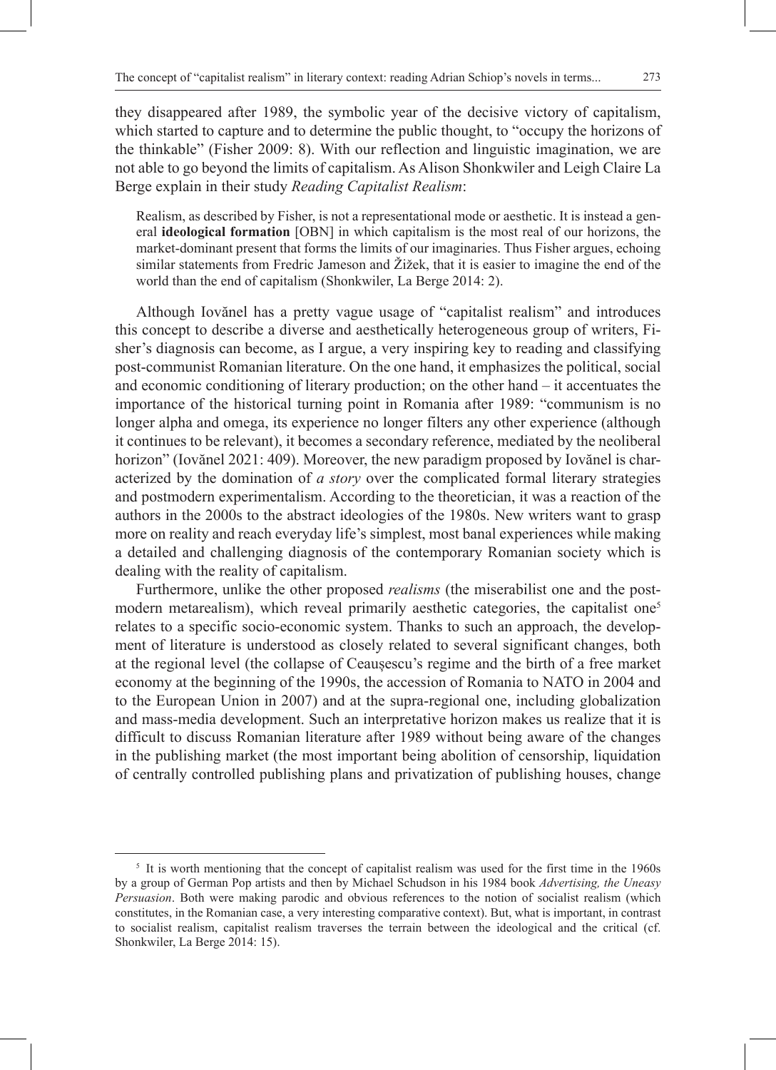they disappeared after 1989, the symbolic year of the decisive victory of capitalism, which started to capture and to determine the public thought, to "occupy the horizons of the thinkable" (Fisher 2009: 8). With our reflection and linguistic imagination, we are not able to go beyond the limits of capitalism. As Alison Shonkwiler and Leigh Claire La Berge explain in their study *Reading Capitalist Realism*:

> Realism, as described by Fisher, is not a representational mode or aesthetic. It is instead a general **ideological formation** [OBN] in which capitalism is the most real of our horizons, the market-dominant present that forms the limits of our imaginaries. Thus Fisher argues, echoing similar statements from Fredric Jameson and Žižek, that it is easier to imagine the end of the world than the end of capitalism (Shonkwiler, La Berge 2014: 2).

Although Iovănel has a pretty vague usage of "capitalist realism" and introduces this concept to describe a diverse and aesthetically heterogeneous group of writers, Fisher's diagnosis can become, as I argue, a very inspiring key to reading and classifying post-communist Romanian literature. On the one hand, it emphasizes the political, social and economic conditioning of literary production; on the other hand – it accentuates the importance of the historical turning point in Romania after 1989: "communism is no longer alpha and omega, its experience no longer filters any other experience (although it continues to be relevant), it becomes a secondary reference, mediated by the neoliberal horizon" (Iovănel 2021: 409). Moreover, the new paradigm proposed by Iovănel is characterized by the domination of *a story* over the complicated formal literary strategies and postmodern experimentalism. According to the theoretician, it was a reaction of the authors in the 2000s to the abstract ideologies of the 1980s. New writers want to grasp more on reality and reach everyday life's simplest, most banal experiences while making a detailed and challenging diagnosis of the contemporary Romanian society which is dealing with the reality of capitalism.

Furthermore, unlike the other proposed *realisms* (the miserabilist one and the postmodern metarealism), which reveal primarily aesthetic categories, the capitalist one[5] relates to a specific socio-economic system. Thanks to such an approach, the development of literature is understood as closely related to several significant changes, both at the regional level (the collapse of Ceaușescu's regime and the birth of a free market economy at the beginning of the 1990s, the accession of Romania to NATO in 2004 and to the European Union in 2007) and at the supra-regional one, including globalization and mass-media development. Such an interpretative horizon makes us realize that it is difficult to discuss Romanian literature after 1989 without being aware of the changes in the publishing market (the most important being abolition of censorship, liquidation of centrally controlled publishing plans and privatization of publishing houses, change

---

[5] It is worth mentioning that the concept of capitalist realism was used for the first time in the 1960s by a group of German Pop artists and then by Michael Schudson in his 1984 book *Advertising, the Uneasy Persuasion*. Both were making parodic and obvious references to the notion of socialist realism (which constitutes, in the Romanian case, a very interesting comparative context). But, what is important, in contrast to socialist realism, capitalist realism traverses the terrain between the ideological and the critical (cf. Shonkwiler, La Berge 2014: 15).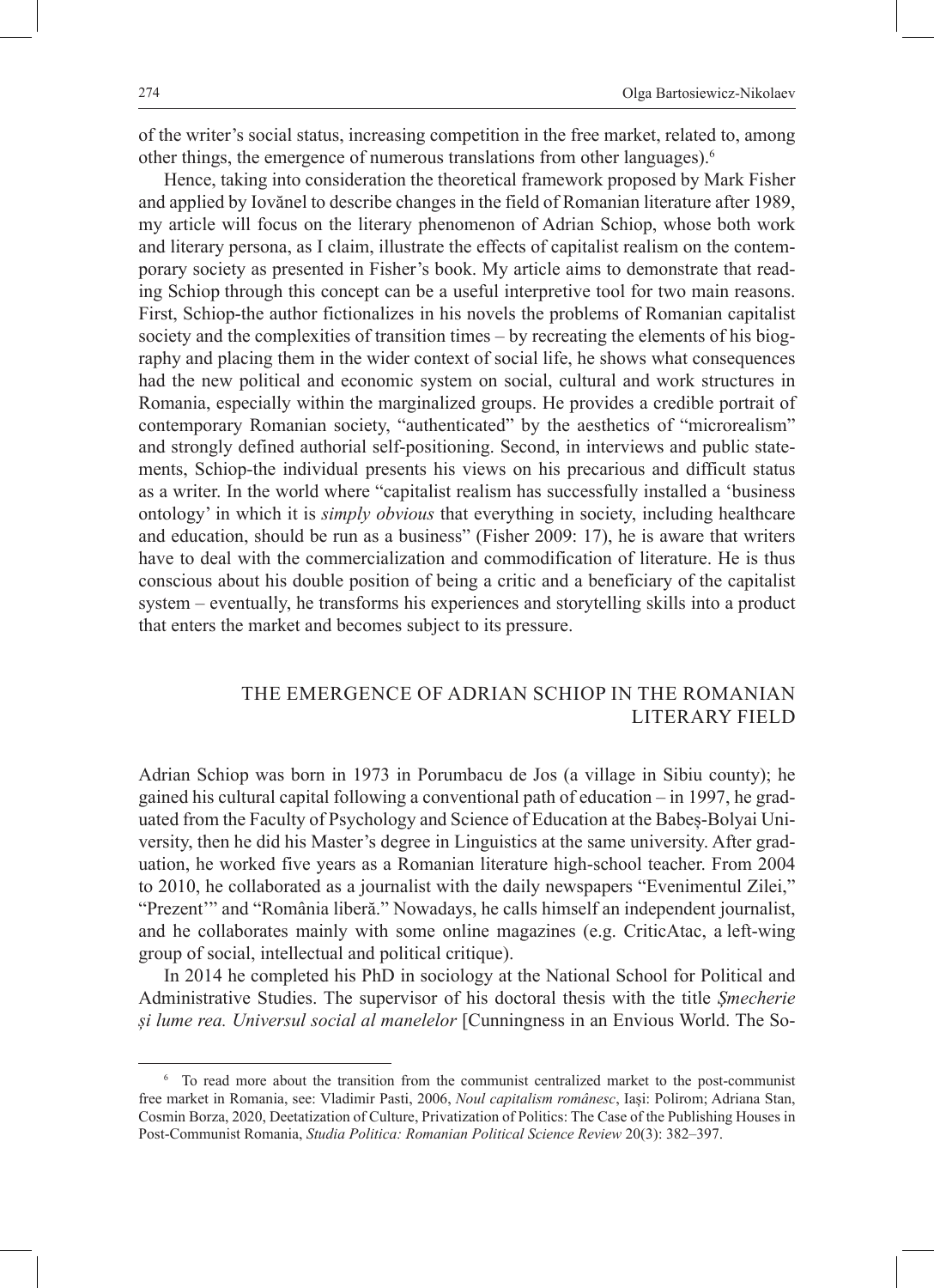of the writer's social status, increasing competition in the free market, related to, among other things, the emergence of numerous translations from other languages).[6]

Hence, taking into consideration the theoretical framework proposed by Mark Fisher and applied by Iovănel to describe changes in the field of Romanian literature after 1989, my article will focus on the literary phenomenon of Adrian Schiop, whose both work and literary persona, as I claim, illustrate the effects of capitalist realism on the contemporary society as presented in Fisher's book. My article aims to demonstrate that reading Schiop through this concept can be a useful interpretive tool for two main reasons. First, Schiop-the author fictionalizes in his novels the problems of Romanian capitalist society and the complexities of transition times – by recreating the elements of his biography and placing them in the wider context of social life, he shows what consequences had the new political and economic system on social, cultural and work structures in Romania, especially within the marginalized groups. He provides a credible portrait of contemporary Romanian society, "authenticated" by the aesthetics of "microrealism" and strongly defined authorial self-positioning. Second, in interviews and public statements, Schiop-the individual presents his views on his precarious and difficult status as a writer. In the world where "capitalist realism has successfully installed a 'business ontology' in which it is *simply obvious* that everything in society, including healthcare and education, should be run as a business" (Fisher 2009: 17), he is aware that writers have to deal with the commercialization and commodification of literature. He is thus conscious about his double position of being a critic and a beneficiary of the capitalist system – eventually, he transforms his experiences and storytelling skills into a product that enters the market and becomes subject to its pressure.

## THE EMERGENCE OF ADRIAN SCHIOP IN THE ROMANIAN LITERARY FIELD

Adrian Schiop was born in 1973 in Porumbacu de Jos (a village in Sibiu county); he gained his cultural capital following a conventional path of education – in 1997, he graduated from the Faculty of Psychology and Science of Education at the Babeș-Bolyai University, then he did his Master's degree in Linguistics at the same university. After graduation, he worked five years as a Romanian literature high-school teacher. From 2004 to 2010, he collaborated as a journalist with the daily newspapers "Evenimentul Zilei," "Prezent'" and "România liberă." Nowadays, he calls himself an independent journalist, and he collaborates mainly with some online magazines (e.g. CriticAtac, a left-wing group of social, intellectual and political critique).

In 2014 he completed his PhD in sociology at the National School for Political and Administrative Studies. The supervisor of his doctoral thesis with the title *Șmecherie și lume rea. Universul social al manelelor* [Cunningness in an Envious World. The So-

---

[6] To read more about the transition from the communist centralized market to the post-communist free market in Romania, see: Vladimir Pasti, 2006, *Noul capitalism românesc*, Iași: Polirom; Adriana Stan, Cosmin Borza, 2020, Deetatization of Culture, Privatization of Politics: The Case of the Publishing Houses in Post-Communist Romania, *Studia Politica: Romanian Political Science Review* 20(3): 382–397.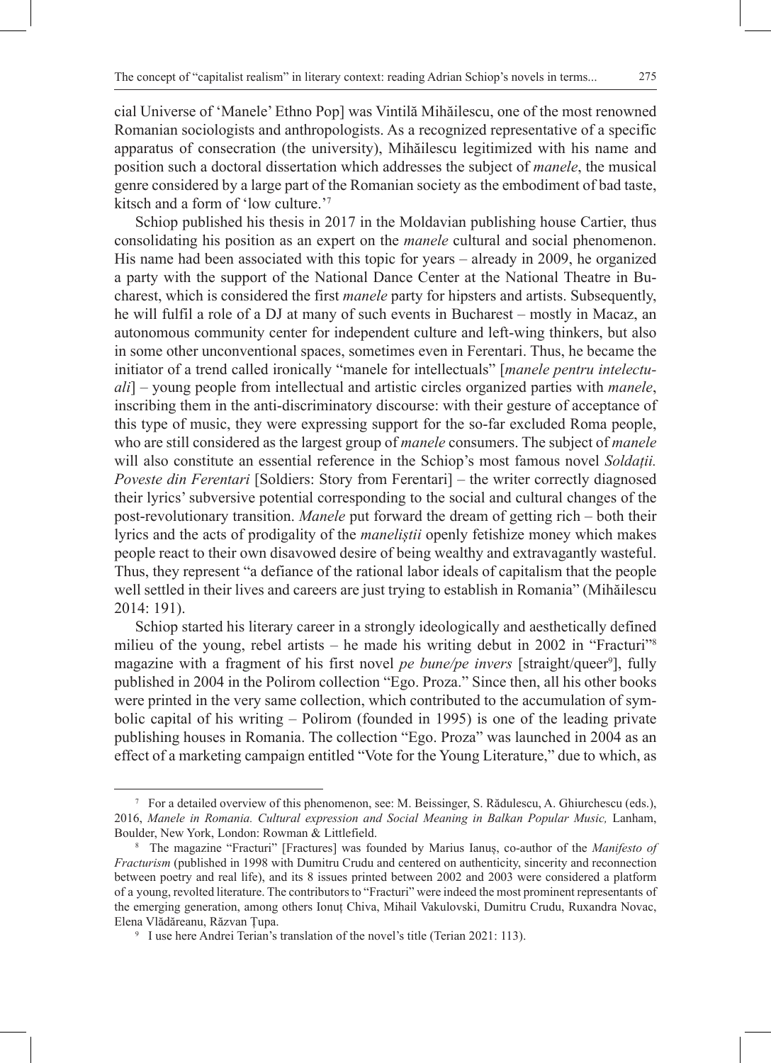cial Universe of 'Manele' Ethno Pop] was Vintilă Mihăilescu, one of the most renowned Romanian sociologists and anthropologists. As a recognized representative of a specific apparatus of consecration (the university), Mihăilescu legitimized with his name and position such a doctoral dissertation which addresses the subject of *manele*, the musical genre considered by a large part of the Romanian society as the embodiment of bad taste, kitsch and a form of 'low culture.'[7]

Schiop published his thesis in 2017 in the Moldavian publishing house Cartier, thus consolidating his position as an expert on the *manele* cultural and social phenomenon. His name had been associated with this topic for years – already in 2009, he organized a party with the support of the National Dance Center at the National Theatre in Bucharest, which is considered the first *manele* party for hipsters and artists. Subsequently, he will fulfil a role of a DJ at many of such events in Bucharest – mostly in Macaz, an autonomous community center for independent culture and left-wing thinkers, but also in some other unconventional spaces, sometimes even in Ferentari. Thus, he became the initiator of a trend called ironically "manele for intellectuals" [*manele pentru intelectuali*] – young people from intellectual and artistic circles organized parties with *manele*, inscribing them in the anti-discriminatory discourse: with their gesture of acceptance of this type of music, they were expressing support for the so-far excluded Roma people, who are still considered as the largest group of *manele* consumers. The subject of *manele* will also constitute an essential reference in the Schiop's most famous novel *Soldații. Poveste din Ferentari* [Soldiers: Story from Ferentari] – the writer correctly diagnosed their lyrics' subversive potential corresponding to the social and cultural changes of the post-revolutionary transition. *Manele* put forward the dream of getting rich – both their lyrics and the acts of prodigality of the *maneliștii* openly fetishize money which makes people react to their own disavowed desire of being wealthy and extravagantly wasteful. Thus, they represent "a defiance of the rational labor ideals of capitalism that the people well settled in their lives and careers are just trying to establish in Romania" (Mihăilescu 2014: 191).

Schiop started his literary career in a strongly ideologically and aesthetically defined milieu of the young, rebel artists – he made his writing debut in 2002 in "Fracturi"[8] magazine with a fragment of his first novel *pe bune/pe invers* [straight/queer[9]], fully published in 2004 in the Polirom collection "Ego. Proza." Since then, all his other books were printed in the very same collection, which contributed to the accumulation of symbolic capital of his writing – Polirom (founded in 1995) is one of the leading private publishing houses in Romania. The collection "Ego. Proza" was launched in 2004 as an effect of a marketing campaign entitled "Vote for the Young Literature," due to which, as

---

[7] For a detailed overview of this phenomenon, see: M. Beissinger, S. Rădulescu, A. Ghiurchescu (eds.), 2016, *Manele in Romania. Cultural expression and Social Meaning in Balkan Popular Music,* Lanham, Boulder, New York, London: Rowman & Littlefield.

[8] The magazine "Fracturi" [Fractures] was founded by Marius Ianuș, co-author of the *Manifesto of Fracturism* (published in 1998 with Dumitru Crudu and centered on authenticity, sincerity and reconnection between poetry and real life), and its 8 issues printed between 2002 and 2003 were considered a platform of a young, revolted literature. The contributors to "Fracturi" were indeed the most prominent representants of the emerging generation, among others Ionuț Chiva, Mihail Vakulovski, Dumitru Crudu, Ruxandra Novac, Elena Vlădăreanu, Răzvan Țupa.

[9] I use here Andrei Terian's translation of the novel's title (Terian 2021: 113).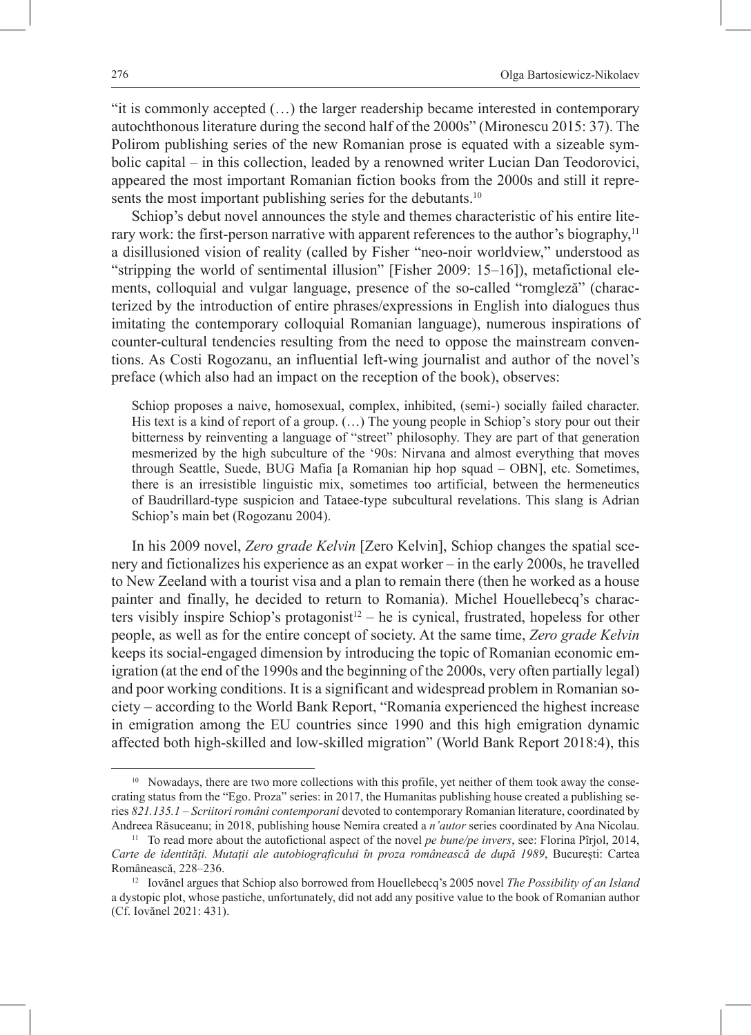"it is commonly accepted (…) the larger readership became interested in contemporary autochthonous literature during the second half of the 2000s" (Mironescu 2015: 37). The Polirom publishing series of the new Romanian prose is equated with a sizeable symbolic capital – in this collection, leaded by a renowned writer Lucian Dan Teodorovici, appeared the most important Romanian fiction books from the 2000s and still it represents the most important publishing series for the debutants.[10]

Schiop's debut novel announces the style and themes characteristic of his entire literary work: the first-person narrative with apparent references to the author's biography,[11] a disillusioned vision of reality (called by Fisher "neo-noir worldview," understood as "stripping the world of sentimental illusion" [Fisher 2009: 15–16]), metafictional elements, colloquial and vulgar language, presence of the so-called "romgleză" (characterized by the introduction of entire phrases/expressions in English into dialogues thus imitating the contemporary colloquial Romanian language), numerous inspirations of counter-cultural tendencies resulting from the need to oppose the mainstream conventions. As Costi Rogozanu, an influential left-wing journalist and author of the novel's preface (which also had an impact on the reception of the book), observes:

> Schiop proposes a naive, homosexual, complex, inhibited, (semi-) socially failed character. His text is a kind of report of a group. (…) The young people in Schiop's story pour out their bitterness by reinventing a language of "street" philosophy. They are part of that generation mesmerized by the high subculture of the '90s: Nirvana and almost everything that moves through Seattle, Suede, BUG Mafia [a Romanian hip hop squad – OBN], etc. Sometimes, there is an irresistible linguistic mix, sometimes too artificial, between the hermeneutics of Baudrillard-type suspicion and Tataee-type subcultural revelations. This slang is Adrian Schiop's main bet (Rogozanu 2004).

In his 2009 novel, *Zero grade Kelvin* [Zero Kelvin], Schiop changes the spatial scenery and fictionalizes his experience as an expat worker – in the early 2000s, he travelled to New Zeeland with a tourist visa and a plan to remain there (then he worked as a house painter and finally, he decided to return to Romania). Michel Houellebecq's characters visibly inspire Schiop's protagonist[12] – he is cynical, frustrated, hopeless for other people, as well as for the entire concept of society. At the same time, *Zero grade Kelvin* keeps its social-engaged dimension by introducing the topic of Romanian economic emigration (at the end of the 1990s and the beginning of the 2000s, very often partially legal) and poor working conditions. It is a significant and widespread problem in Romanian society – according to the World Bank Report, "Romania experienced the highest increase in emigration among the EU countries since 1990 and this high emigration dynamic affected both high-skilled and low-skilled migration" (World Bank Report 2018:4), this

---

[10] Nowadays, there are two more collections with this profile, yet neither of them took away the consecrating status from the "Ego. Proza" series: in 2017, the Humanitas publishing house created a publishing series *821.135.1 – Scriitori români contemporani* devoted to contemporary Romanian literature, coordinated by Andreea Răsuceanu; in 2018, publishing house Nemira created a *n'autor* series coordinated by Ana Nicolau.

[11] To read more about the autofictional aspect of the novel *pe bune/pe invers*, see: Florina Pîrjol, 2014, *Carte de identități. Mutații ale autobiograficului în proza românească de după 1989*, București: Cartea Românească, 228–236.

[12] Iovănel argues that Schiop also borrowed from Houellebecq's 2005 novel *The Possibility of an Island* a dystopic plot, whose pastiche, unfortunately, did not add any positive value to the book of Romanian author (Cf. Iovănel 2021: 431).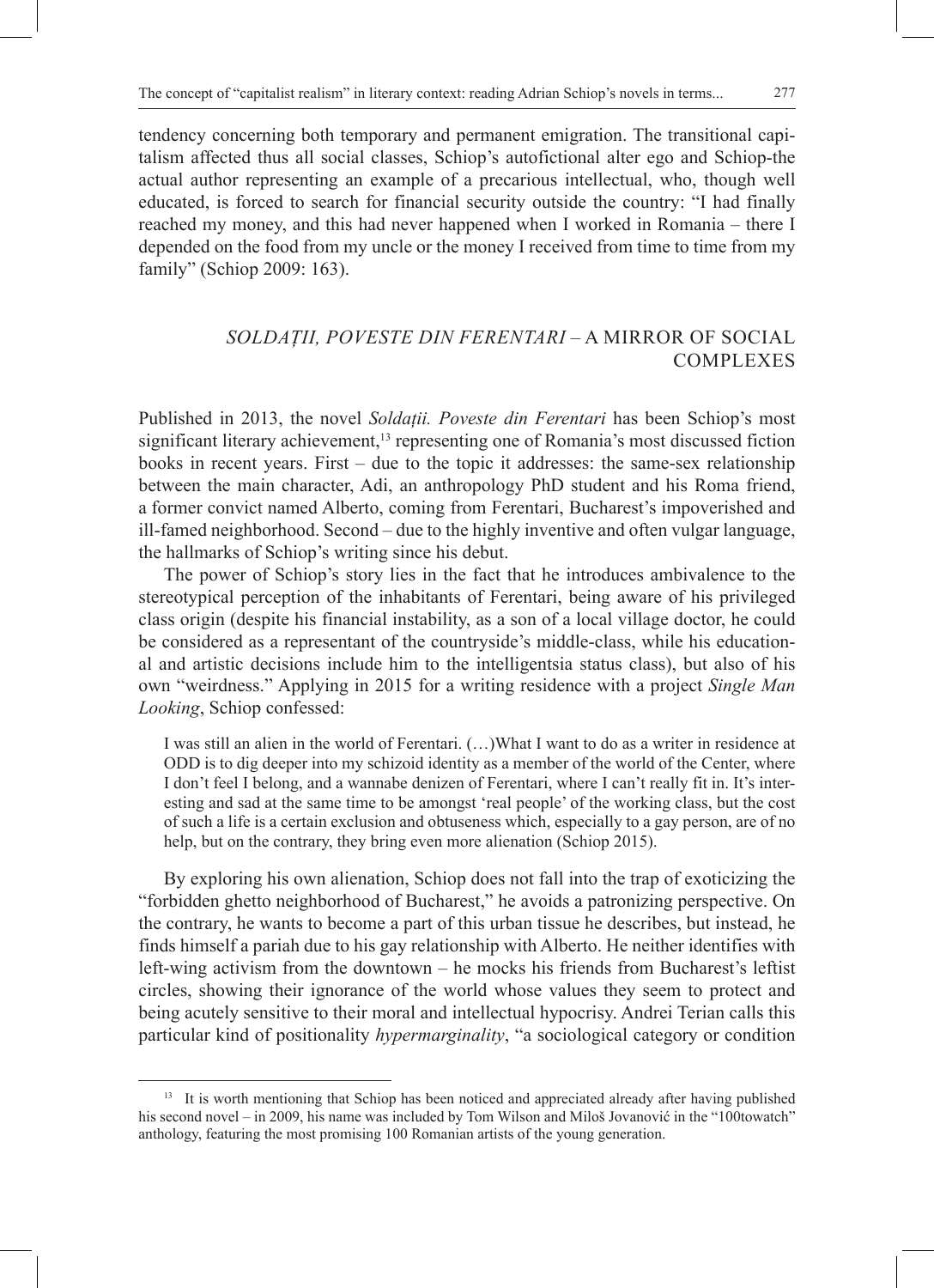tendency concerning both temporary and permanent emigration. The transitional capitalism affected thus all social classes, Schiop's autofictional alter ego and Schiop-the actual author representing an example of a precarious intellectual, who, though well educated, is forced to search for financial security outside the country: "I had finally reached my money, and this had never happened when I worked in Romania – there I depended on the food from my uncle or the money I received from time to time from my family" (Schiop 2009: 163).

## *SOLDAȚII, POVESTE DIN FERENTARI* – A MIRROR OF SOCIAL COMPLEXES

Published in 2013, the novel *Soldații. Poveste din Ferentari* has been Schiop's most significant literary achievement,[13] representing one of Romania's most discussed fiction books in recent years. First – due to the topic it addresses: the same-sex relationship between the main character, Adi, an anthropology PhD student and his Roma friend, a former convict named Alberto, coming from Ferentari, Bucharest's impoverished and ill-famed neighborhood. Second – due to the highly inventive and often vulgar language, the hallmarks of Schiop's writing since his debut.

The power of Schiop's story lies in the fact that he introduces ambivalence to the stereotypical perception of the inhabitants of Ferentari, being aware of his privileged class origin (despite his financial instability, as a son of a local village doctor, he could be considered as a representant of the countryside's middle-class, while his educational and artistic decisions include him to the intelligentsia status class), but also of his own "weirdness." Applying in 2015 for a writing residence with a project *Single Man Looking*, Schiop confessed:

> I was still an alien in the world of Ferentari. (…)What I want to do as a writer in residence at ODD is to dig deeper into my schizoid identity as a member of the world of the Center, where I don't feel I belong, and a wannabe denizen of Ferentari, where I can't really fit in. It's interesting and sad at the same time to be amongst 'real people' of the working class, but the cost of such a life is a certain exclusion and obtuseness which, especially to a gay person, are of no help, but on the contrary, they bring even more alienation (Schiop 2015).

By exploring his own alienation, Schiop does not fall into the trap of exoticizing the "forbidden ghetto neighborhood of Bucharest," he avoids a patronizing perspective. On the contrary, he wants to become a part of this urban tissue he describes, but instead, he finds himself a pariah due to his gay relationship with Alberto. He neither identifies with left-wing activism from the downtown – he mocks his friends from Bucharest's leftist circles, showing their ignorance of the world whose values they seem to protect and being acutely sensitive to their moral and intellectual hypocrisy. Andrei Terian calls this particular kind of positionality *hypermarginality*, "a sociological category or condition

[13] It is worth mentioning that Schiop has been noticed and appreciated already after having published his second novel – in 2009, his name was included by Tom Wilson and Miloš Jovanović in the "100towatch" anthology, featuring the most promising 100 Romanian artists of the young generation.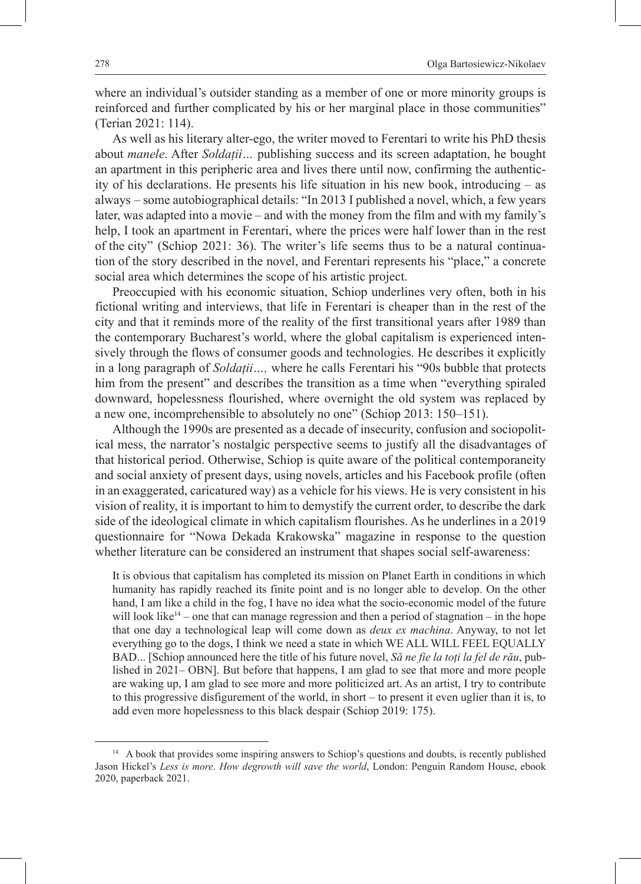where an individual's outsider standing as a member of one or more minority groups is reinforced and further complicated by his or her marginal place in those communities" (Terian 2021: 114).

As well as his literary alter-ego, the writer moved to Ferentari to write his PhD thesis about *manele*. After *Soldații…* publishing success and its screen adaptation, he bought an apartment in this peripheric area and lives there until now, confirming the authenticity of his declarations. He presents his life situation in his new book, introducing – as always – some autobiographical details: "In 2013 I published a novel, which, a few years later, was adapted into a movie – and with the money from the film and with my family's help, I took an apartment in Ferentari, where the prices were half lower than in the rest of the city" (Schiop 2021: 36). The writer's life seems thus to be a natural continuation of the story described in the novel, and Ferentari represents his "place," a concrete social area which determines the scope of his artistic project.

Preoccupied with his economic situation, Schiop underlines very often, both in his fictional writing and interviews, that life in Ferentari is cheaper than in the rest of the city and that it reminds more of the reality of the first transitional years after 1989 than the contemporary Bucharest's world, where the global capitalism is experienced intensively through the flows of consumer goods and technologies. He describes it explicitly in a long paragraph of *Soldații…,* where he calls Ferentari his "90s bubble that protects him from the present" and describes the transition as a time when "everything spiraled downward, hopelessness flourished, where overnight the old system was replaced by a new one, incomprehensible to absolutely no one" (Schiop 2013: 150–151).

Although the 1990s are presented as a decade of insecurity, confusion and sociopolitical mess, the narrator's nostalgic perspective seems to justify all the disadvantages of that historical period. Otherwise, Schiop is quite aware of the political contemporaneity and social anxiety of present days, using novels, articles and his Facebook profile (often in an exaggerated, caricatured way) as a vehicle for his views. He is very consistent in his vision of reality, it is important to him to demystify the current order, to describe the dark side of the ideological climate in which capitalism flourishes. As he underlines in a 2019 questionnaire for "Nowa Dekada Krakowska" magazine in response to the question whether literature can be considered an instrument that shapes social self-awareness:

> It is obvious that capitalism has completed its mission on Planet Earth in conditions in which humanity has rapidly reached its finite point and is no longer able to develop. On the other hand, I am like a child in the fog, I have no idea what the socio-economic model of the future will look like[14] – one that can manage regression and then a period of stagnation – in the hope that one day a technological leap will come down as *deux ex machina*. Anyway, to not let everything go to the dogs, I think we need a state in which WE ALL WILL FEEL EQUALLY BAD... [Schiop announced here the title of his future novel, *Să ne fie la toți la fel de rău*, published in 2021– OBN]. But before that happens, I am glad to see that more and more people are waking up, I am glad to see more and more politicized art. As an artist, I try to contribute to this progressive disfigurement of the world, in short – to present it even uglier than it is, to add even more hopelessness to this black despair (Schiop 2019: 175).

[14] A book that provides some inspiring answers to Schiop's questions and doubts, is recently published Jason Hickel's *Less is more. How degrowth will save the world*, London: Penguin Random House, ebook 2020, paperback 2021.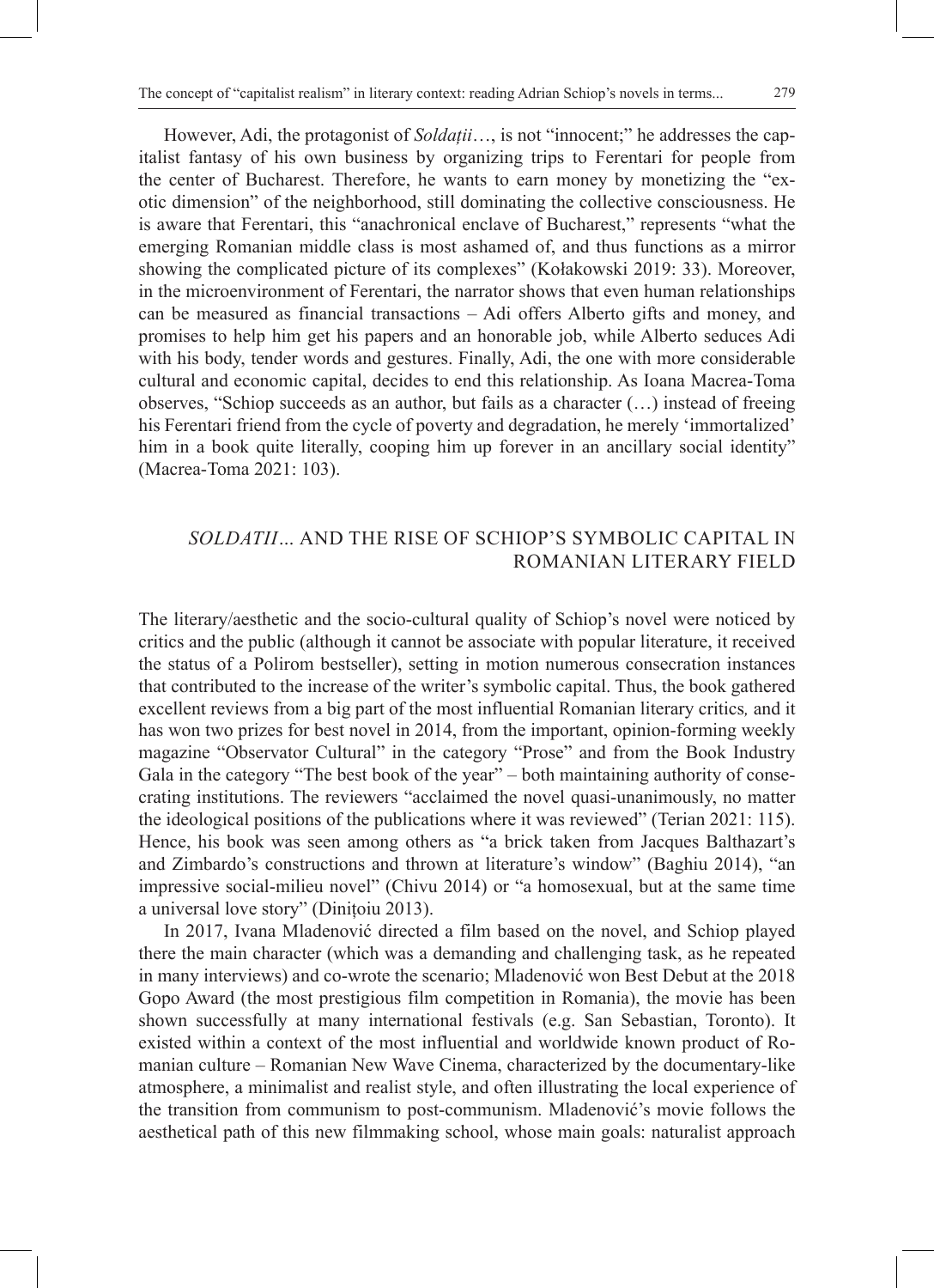However, Adi, the protagonist of *Soldații*…, is not "innocent;" he addresses the capitalist fantasy of his own business by organizing trips to Ferentari for people from the center of Bucharest. Therefore, he wants to earn money by monetizing the "exotic dimension" of the neighborhood, still dominating the collective consciousness. He is aware that Ferentari, this "anachronical enclave of Bucharest," represents "what the emerging Romanian middle class is most ashamed of, and thus functions as a mirror showing the complicated picture of its complexes" (Kołakowski 2019: 33). Moreover, in the microenvironment of Ferentari, the narrator shows that even human relationships can be measured as financial transactions – Adi offers Alberto gifts and money, and promises to help him get his papers and an honorable job, while Alberto seduces Adi with his body, tender words and gestures. Finally, Adi, the one with more considerable cultural and economic capital, decides to end this relationship. As Ioana Macrea-Toma observes, "Schiop succeeds as an author, but fails as a character (…) instead of freeing his Ferentari friend from the cycle of poverty and degradation, he merely 'immortalized' him in a book quite literally, cooping him up forever in an ancillary social identity" (Macrea-Toma 2021: 103).

## *SOLDATII*… AND THE RISE OF SCHIOP'S SYMBOLIC CAPITAL IN ROMANIAN LITERARY FIELD

The literary/aesthetic and the socio-cultural quality of Schiop's novel were noticed by critics and the public (although it cannot be associate with popular literature, it received the status of a Polirom bestseller), setting in motion numerous consecration instances that contributed to the increase of the writer's symbolic capital. Thus, the book gathered excellent reviews from a big part of the most influential Romanian literary critics*,* and it has won two prizes for best novel in 2014, from the important, opinion-forming weekly magazine "Observator Cultural" in the category "Prose" and from the Book Industry Gala in the category "The best book of the year" – both maintaining authority of consecrating institutions. The reviewers "acclaimed the novel quasi-unanimously, no matter the ideological positions of the publications where it was reviewed" (Terian 2021: 115). Hence, his book was seen among others as "a brick taken from Jacques Balthazart's and Zimbardo's constructions and thrown at literature's window" (Baghiu 2014), "an impressive social-milieu novel" (Chivu 2014) or "a homosexual, but at the same time a universal love story" (Dinițoiu 2013).

In 2017, Ivana Mladenović directed a film based on the novel, and Schiop played there the main character (which was a demanding and challenging task, as he repeated in many interviews) and co-wrote the scenario; Mladenović won Best Debut at the 2018 Gopo Award (the most prestigious film competition in Romania), the movie has been shown successfully at many international festivals (e.g. San Sebastian, Toronto). It existed within a context of the most influential and worldwide known product of Romanian culture – Romanian New Wave Cinema, characterized by the documentary-like atmosphere, a minimalist and realist style, and often illustrating the local experience of the transition from communism to post-communism. Mladenović's movie follows the aesthetical path of this new filmmaking school, whose main goals: naturalist approach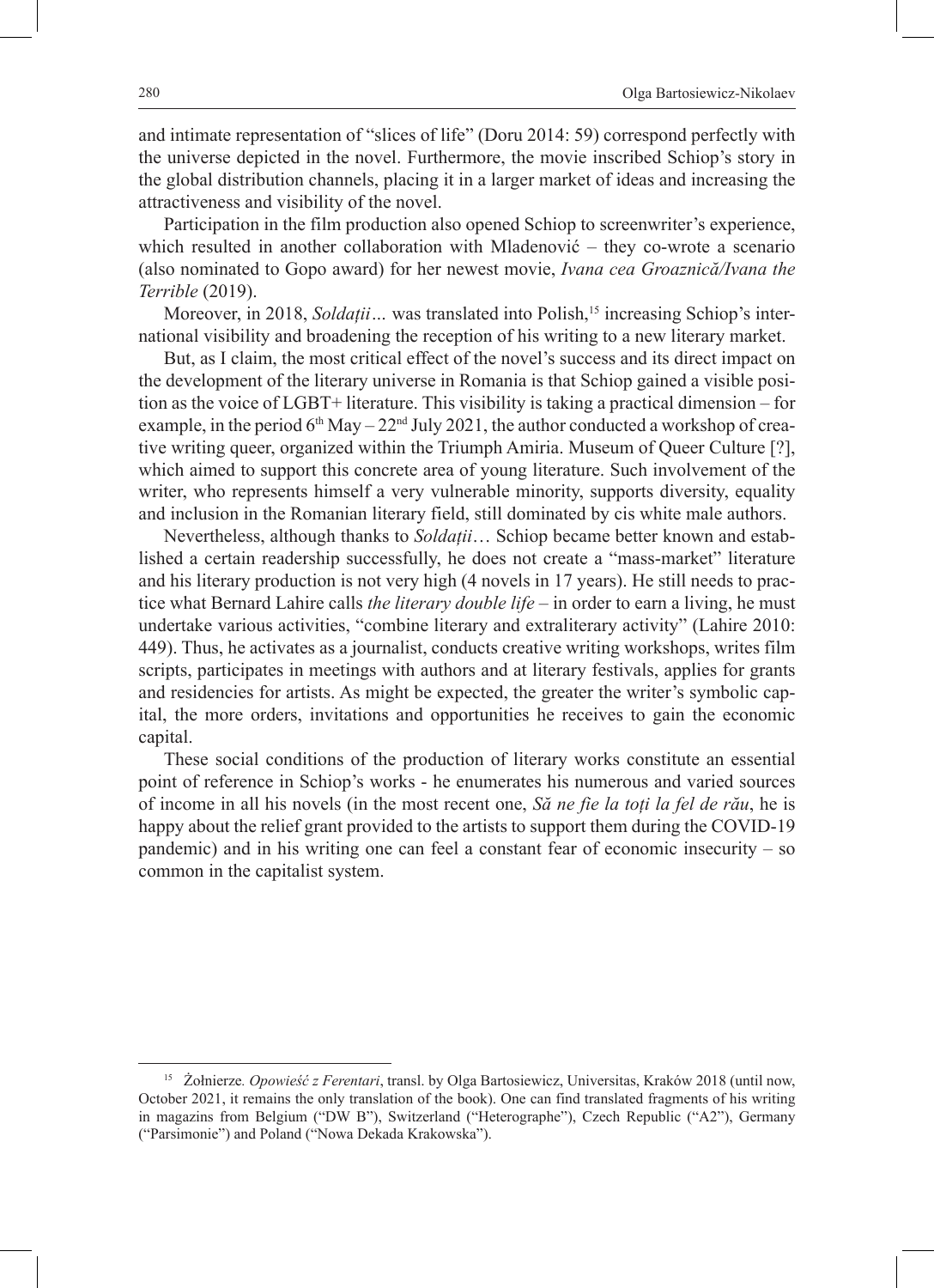and intimate representation of "slices of life" (Doru 2014: 59) correspond perfectly with the universe depicted in the novel. Furthermore, the movie inscribed Schiop's story in the global distribution channels, placing it in a larger market of ideas and increasing the attractiveness and visibility of the novel.

Participation in the film production also opened Schiop to screenwriter's experience, which resulted in another collaboration with Mladenović – they co-wrote a scenario (also nominated to Gopo award) for her newest movie, *Ivana cea Groaznică/Ivana the Terrible* (2019).

Moreover, in 2018, *Soldații…* was translated into Polish,[15] increasing Schiop's international visibility and broadening the reception of his writing to a new literary market.

But, as I claim, the most critical effect of the novel's success and its direct impact on the development of the literary universe in Romania is that Schiop gained a visible position as the voice of LGBT+ literature. This visibility is taking a practical dimension – for example, in the period 6th May – 22nd July 2021, the author conducted a workshop of creative writing queer, organized within the Triumph Amiria. Museum of Queer Culture [?], which aimed to support this concrete area of young literature. Such involvement of the writer, who represents himself a very vulnerable minority, supports diversity, equality and inclusion in the Romanian literary field, still dominated by cis white male authors.

Nevertheless, although thanks to *Soldații…* Schiop became better known and established a certain readership successfully, he does not create a "mass-market" literature and his literary production is not very high (4 novels in 17 years). He still needs to practice what Bernard Lahire calls *the literary double life* – in order to earn a living, he must undertake various activities, "combine literary and extraliterary activity" (Lahire 2010: 449). Thus, he activates as a journalist, conducts creative writing workshops, writes film scripts, participates in meetings with authors and at literary festivals, applies for grants and residencies for artists. As might be expected, the greater the writer's symbolic capital, the more orders, invitations and opportunities he receives to gain the economic capital.

These social conditions of the production of literary works constitute an essential point of reference in Schiop's works - he enumerates his numerous and varied sources of income in all his novels (in the most recent one, *Să ne fie la toți la fel de rău*, he is happy about the relief grant provided to the artists to support them during the COVID-19 pandemic) and in his writing one can feel a constant fear of economic insecurity – so common in the capitalist system.

---

[15] Żołnierze. *Opowieść z Ferentari*, transl. by Olga Bartosiewicz, Universitas, Kraków 2018 (until now, October 2021, it remains the only translation of the book). One can find translated fragments of his writing in magazins from Belgium ("DW B"), Switzerland ("Heterographe"), Czech Republic ("A2"), Germany ("Parsimonie") and Poland ("Nowa Dekada Krakowska").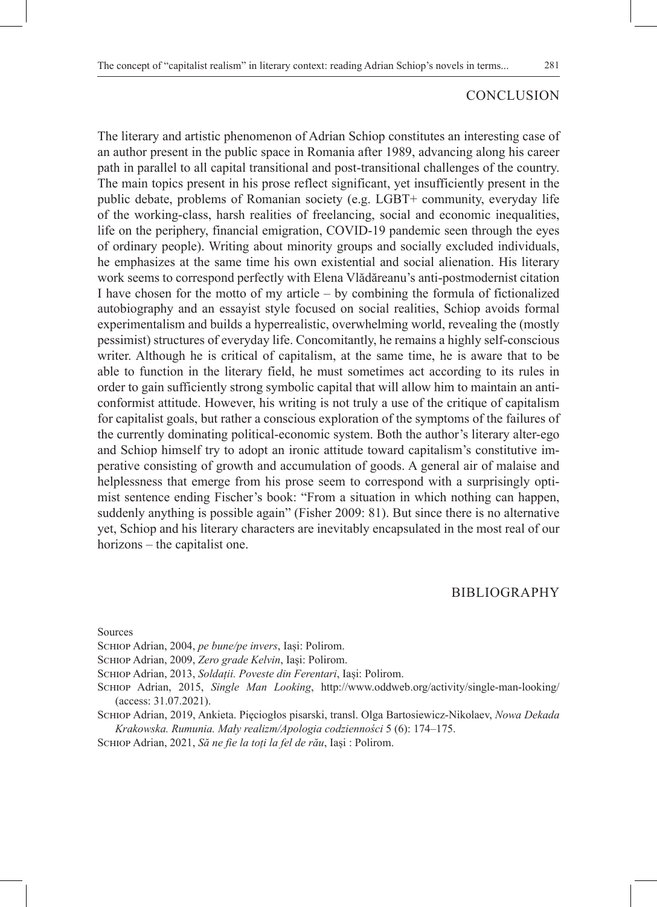## CONCLUSION

The literary and artistic phenomenon of Adrian Schiop constitutes an interesting case of an author present in the public space in Romania after 1989, advancing along his career path in parallel to all capital transitional and post-transitional challenges of the country. The main topics present in his prose reflect significant, yet insufficiently present in the public debate, problems of Romanian society (e.g. LGBT+ community, everyday life of the working-class, harsh realities of freelancing, social and economic inequalities, life on the periphery, financial emigration, COVID-19 pandemic seen through the eyes of ordinary people). Writing about minority groups and socially excluded individuals, he emphasizes at the same time his own existential and social alienation. His literary work seems to correspond perfectly with Elena Vlădăreanu's anti-postmodernist citation I have chosen for the motto of my article – by combining the formula of fictionalized autobiography and an essayist style focused on social realities, Schiop avoids formal experimentalism and builds a hyperrealistic, overwhelming world, revealing the (mostly pessimist) structures of everyday life. Concomitantly, he remains a highly self-conscious writer. Although he is critical of capitalism, at the same time, he is aware that to be able to function in the literary field, he must sometimes act according to its rules in order to gain sufficiently strong symbolic capital that will allow him to maintain an anti-conformist attitude. However, his writing is not truly a use of the critique of capitalism for capitalist goals, but rather a conscious exploration of the symptoms of the failures of the currently dominating political-economic system. Both the author's literary alter-ego and Schiop himself try to adopt an ironic attitude toward capitalism's constitutive imperative consisting of growth and accumulation of goods. A general air of malaise and helplessness that emerge from his prose seem to correspond with a surprisingly optimist sentence ending Fischer's book: "From a situation in which nothing can happen, suddenly anything is possible again" (Fisher 2009: 81). But since there is no alternative yet, Schiop and his literary characters are inevitably encapsulated in the most real of our horizons – the capitalist one.

## BIBLIOGRAPHY

Sources

Schiop Adrian, 2004, *pe bune/pe invers*, Iași: Polirom.

Schiop Adrian, 2009, *Zero grade Kelvin*, Iași: Polirom.

Schiop Adrian, 2013, *Soldații. Poveste din Ferentari*, Iași: Polirom.

Schiop Adrian, 2015, *Single Man Looking*, http://www.oddweb.org/activity/single-man-looking/ (access: 31.07.2021).

Schiop Adrian, 2019, Ankieta. Pięciogłos pisarski, transl. Olga Bartosiewicz-Nikolaev, *Nowa Dekada Krakowska. Rumunia. Mały realizm/Apologia codzienności* 5 (6): 174–175.

Schiop Adrian, 2021, *Să ne fie la toți la fel de rău*, Iași : Polirom.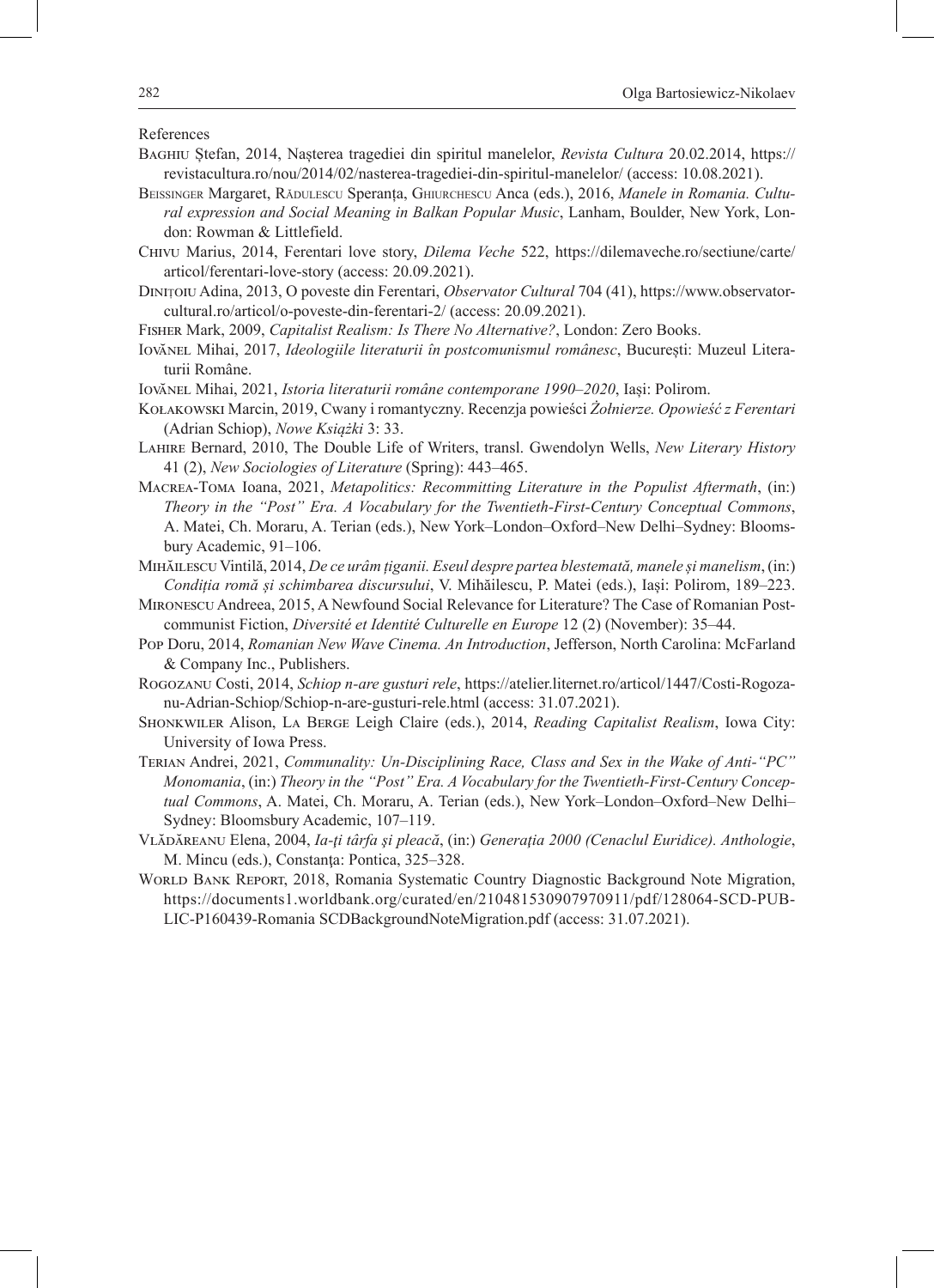References

Baghiu Ștefan, 2014, Nașterea tragediei din spiritul manelelor, *Revista Cultura* 20.02.2014, https://revistacultura.ro/nou/2014/02/nasterea-tragediei-din-spiritul-manelelor/ (access: 10.08.2021).

Beissinger Margaret, Rădulescu Speranța, Ghiurchescu Anca (eds.), 2016, *Manele in Romania. Cultural expression and Social Meaning in Balkan Popular Music*, Lanham, Boulder, New York, London: Rowman & Littlefield.

Chivu Marius, 2014, Ferentari love story, *Dilema Veche* 522, https://dilemaveche.ro/sectiune/carte/articol/ferentari-love-story (access: 20.09.2021).

Dinițoiu Adina, 2013, O poveste din Ferentari, *Observator Cultural* 704 (41), https://www.observatorcultural.ro/articol/o-poveste-din-ferentari-2/ (access: 20.09.2021).

Fisher Mark, 2009, *Capitalist Realism: Is There No Alternative?*, London: Zero Books.

Iovănel Mihai, 2017, *Ideologiile literaturii în postcomunismul românesc*, București: Muzeul Literaturii Române.

Iovănel Mihai, 2021, *Istoria literaturii române contemporane 1990–2020*, Iași: Polirom.

Kołakowski Marcin, 2019, Cwany i romantyczny. Recenzja powieści *Żołnierze. Opowieść z Ferentari* (Adrian Schiop), *Nowe Książki* 3: 33.

Lahire Bernard, 2010, The Double Life of Writers, transl. Gwendolyn Wells, *New Literary History* 41 (2), *New Sociologies of Literature* (Spring): 443–465.

Macrea-Toma Ioana, 2021, *Metapolitics: Recommitting Literature in the Populist Aftermath*, (in:) *Theory in the "Post" Era. A Vocabulary for the Twentieth-First-Century Conceptual Commons*, A. Matei, Ch. Moraru, A. Terian (eds.), New York–London–Oxford–New Delhi–Sydney: Bloomsbury Academic, 91–106.

Mihăilescu Vintilă, 2014, *De ce urâm țiganii. Eseul despre partea blestemată, manele și manelism*, (in:) *Condiția romă și schimbarea discursului*, V. Mihăilescu, P. Matei (eds.), Iași: Polirom, 189–223.

Mironescu Andreea, 2015, A Newfound Social Relevance for Literature? The Case of Romanian Postcommunist Fiction, *Diversité et Identité Culturelle en Europe* 12 (2) (November): 35–44.

Pop Doru, 2014, *Romanian New Wave Cinema. An Introduction*, Jefferson, North Carolina: McFarland & Company Inc., Publishers.

Rogozanu Costi, 2014, *Schiop n-are gusturi rele*, https://atelier.liternet.ro/articol/1447/Costi-Rogozanu-Adrian-Schiop/Schiop-n-are-gusturi-rele.html (access: 31.07.2021).

Shonkwiler Alison, La Berge Leigh Claire (eds.), 2014, *Reading Capitalist Realism*, Iowa City: University of Iowa Press.

Terian Andrei, 2021, *Communality: Un-Disciplining Race, Class and Sex in the Wake of Anti-"PC" Monomania*, (in:) *Theory in the "Post" Era. A Vocabulary for the Twentieth-First-Century Conceptual Commons*, A. Matei, Ch. Moraru, A. Terian (eds.), New York–London–Oxford–New Delhi–Sydney: Bloomsbury Academic, 107–119.

Vlădăreanu Elena, 2004, *Ia-ți târfa și pleacă*, (in:) *Generația 2000 (Cenaclul Euridice). Anthologie*, M. Mincu (eds.), Constanța: Pontica, 325–328.

World Bank Report, 2018, Romania Systematic Country Diagnostic Background Note Migration, https://documents1.worldbank.org/curated/en/210481530907970911/pdf/128064-SCD-PUBLIC-P160439-Romania SCDBackgroundNoteMigration.pdf (access: 31.07.2021).